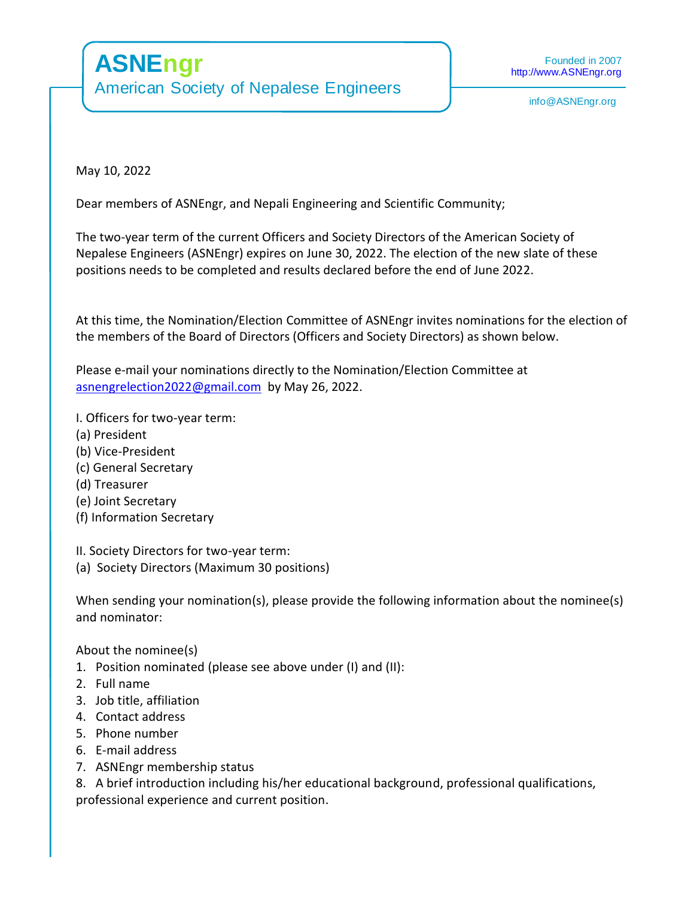# ASNEngr

American Society of Nepalese Engineers

Founded in 2007
http://www.ASNEngr.org

info@ASNEngr.org

May 10, 2022

Dear members of ASNEngr, and Nepali Engineering and Scientific Community;

The two-year term of the current Officers and Society Directors of the American Society of Nepalese Engineers (ASNEngr) expires on June 30, 2022. The election of the new slate of these positions needs to be completed and results declared before the end of June 2022.

At this time, the Nomination/Election Committee of ASNEngr invites nominations for the election of the members of the Board of Directors (Officers and Society Directors) as shown below.

Please e-mail your nominations directly to the Nomination/Election Committee at asnengrelection2022@gmail.com by May 26, 2022.

I. Officers for two-year term:
(a) President
(b) Vice-President
(c) General Secretary
(d) Treasurer
(e) Joint Secretary
(f) Information Secretary

II. Society Directors for two-year term:
(a) Society Directors (Maximum 30 positions)

When sending your nomination(s), please provide the following information about the nominee(s) and nominator:

About the nominee(s)

1. Position nominated (please see above under (I) and (II):
2. Full name
3. Job title, affiliation
4. Contact address
5. Phone number
6. E-mail address
7. ASNEngr membership status
8. A brief introduction including his/her educational background, professional qualifications, professional experience and current position.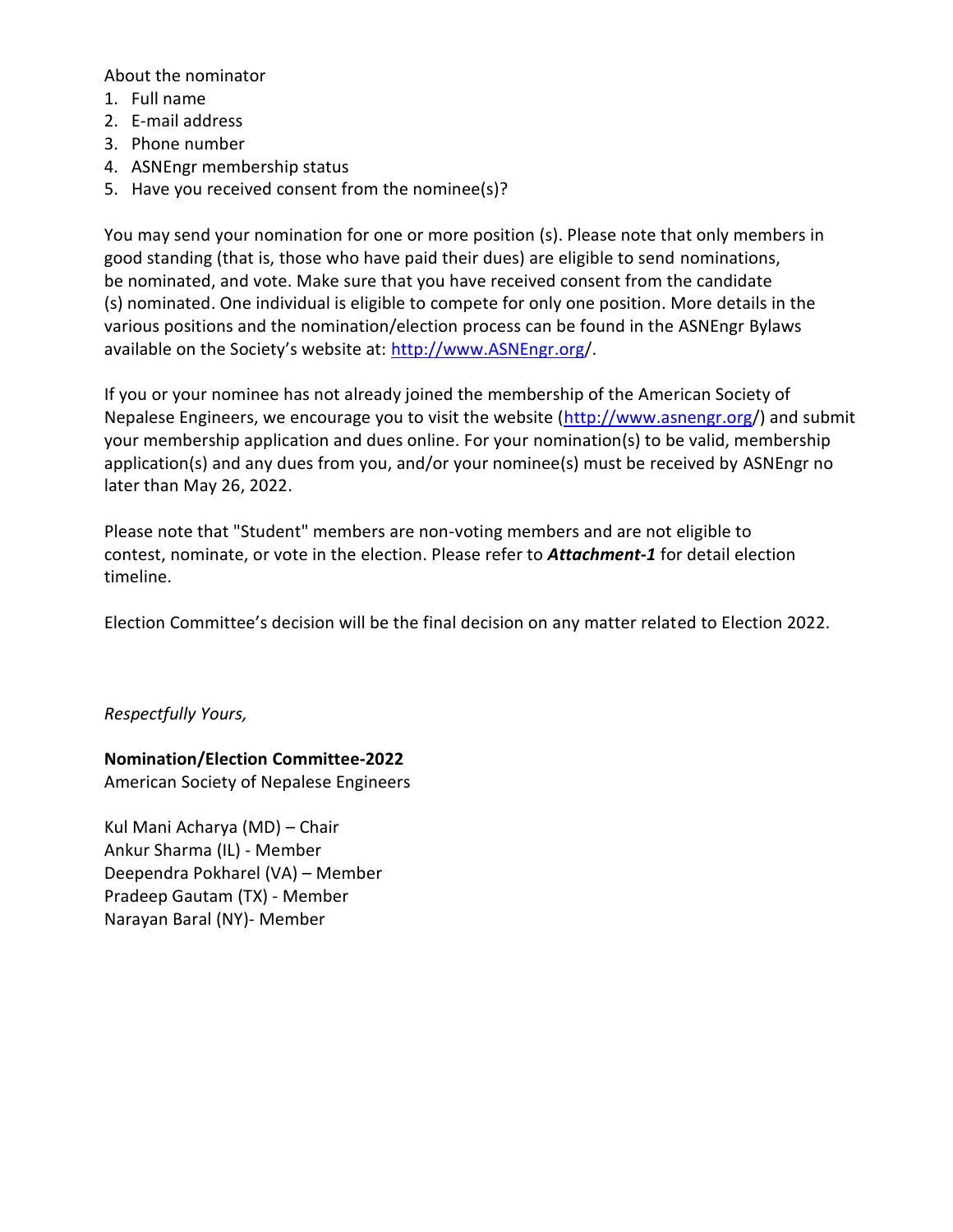About the nominator

1. Full name
2. E-mail address
3. Phone number
4. ASNEngr membership status
5. Have you received consent from the nominee(s)?

You may send your nomination for one or more position (s). Please note that only members in good standing (that is, those who have paid their dues) are eligible to send nominations, be nominated, and vote. Make sure that you have received consent from the candidate (s) nominated. One individual is eligible to compete for only one position. More details in the various positions and the nomination/election process can be found in the ASNEngr Bylaws available on the Society's website at: [http://www.ASNEngr.org/](http://www.ASNEngr.org/).

If you or your nominee has not already joined the membership of the American Society of Nepalese Engineers, we encourage you to visit the website ([http://www.asnengr.org/](http://www.asnengr.org/)) and submit your membership application and dues online. For your nomination(s) to be valid, membership application(s) and any dues from you, and/or your nominee(s) must be received by ASNEngr no later than May 26, 2022.

Please note that "Student" members are non-voting members and are not eligible to contest, nominate, or vote in the election. Please refer to ***Attachment-1*** for detail election timeline.

Election Committee's decision will be the final decision on any matter related to Election 2022.

*Respectfully Yours,*

**Nomination/Election Committee-2022**
American Society of Nepalese Engineers

Kul Mani Acharya (MD) – Chair
Ankur Sharma (IL) - Member
Deependra Pokharel (VA) – Member
Pradeep Gautam (TX) - Member
Narayan Baral (NY)- Member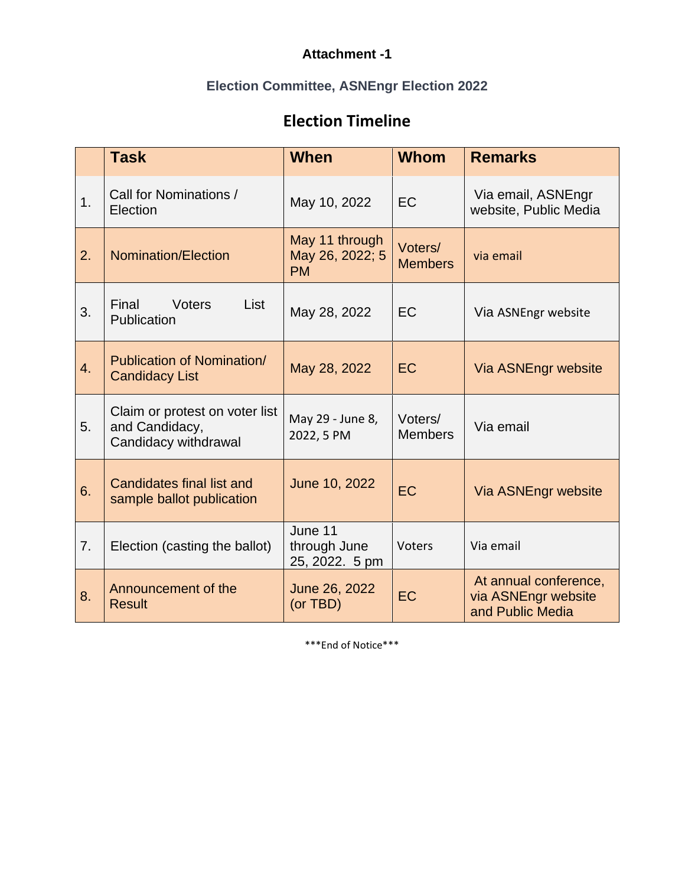**Attachment -1**

**Election Committee, ASNEngr Election 2022**

## Election Timeline

| | Task | When | Whom | Remarks |
|---|---|---|---|---|
| 1. | Call for Nominations / Election | May 10, 2022 | EC | Via email, ASNEngr website, Public Media |
| 2. | Nomination/Election | May 11 through May 26, 2022; 5 PM | Voters/ Members | via email |
| 3. | Final Voters List Publication | May 28, 2022 | EC | Via ASNEngr website |
| 4. | Publication of Nomination/ Candidacy List | May 28, 2022 | EC | Via ASNEngr website |
| 5. | Claim or protest on voter list and Candidacy, Candidacy withdrawal | May 29 - June 8, 2022, 5 PM | Voters/ Members | Via email |
| 6. | Candidates final list and sample ballot publication | June 10, 2022 | EC | Via ASNEngr website |
| 7. | Election (casting the ballot) | June 11 through June 25, 2022. 5 pm | Voters | Via email |
| 8. | Announcement of the Result | June 26, 2022 (or TBD) | EC | At annual conference, via ASNEngr website and Public Media |

***End of Notice***